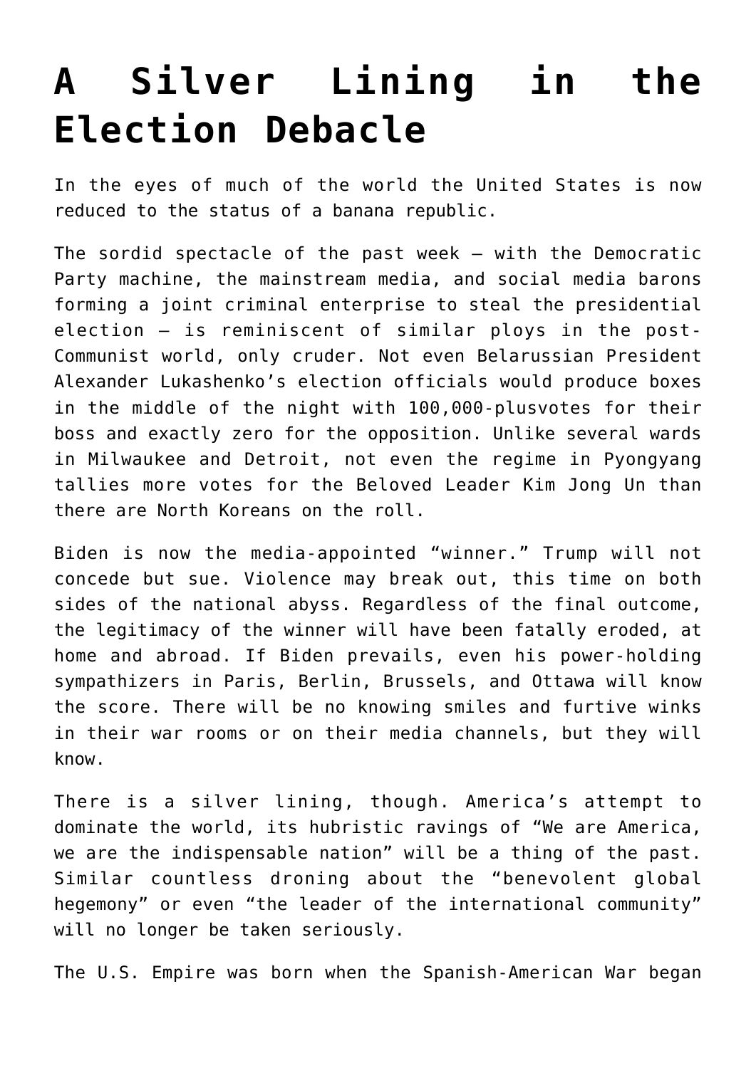# A Silver Lining in the Election Debacle

In the eyes of much of the world the United States is now reduced to the status of a banana republic.

The sordid spectacle of the past week – with the Democratic Party machine, the mainstream media, and social media barons forming a joint criminal enterprise to steal the presidential election – is reminiscent of similar ploys in the post-Communist world, only cruder. Not even Belarussian President Alexander Lukashenko's election officials would produce boxes in the middle of the night with 100,000-plusvotes for their boss and exactly zero for the opposition. Unlike several wards in Milwaukee and Detroit, not even the regime in Pyongyang tallies more votes for the Beloved Leader Kim Jong Un than there are North Koreans on the roll.

Biden is now the media-appointed "winner." Trump will not concede but sue. Violence may break out, this time on both sides of the national abyss. Regardless of the final outcome, the legitimacy of the winner will have been fatally eroded, at home and abroad. If Biden prevails, even his power-holding sympathizers in Paris, Berlin, Brussels, and Ottawa will know the score. There will be no knowing smiles and furtive winks in their war rooms or on their media channels, but they will know.

There is a silver lining, though. America's attempt to dominate the world, its hubristic ravings of "We are America, we are the indispensable nation" will be a thing of the past. Similar countless droning about the "benevolent global hegemony" or even "the leader of the international community" will no longer be taken seriously.

The U.S. Empire was born when the Spanish-American War began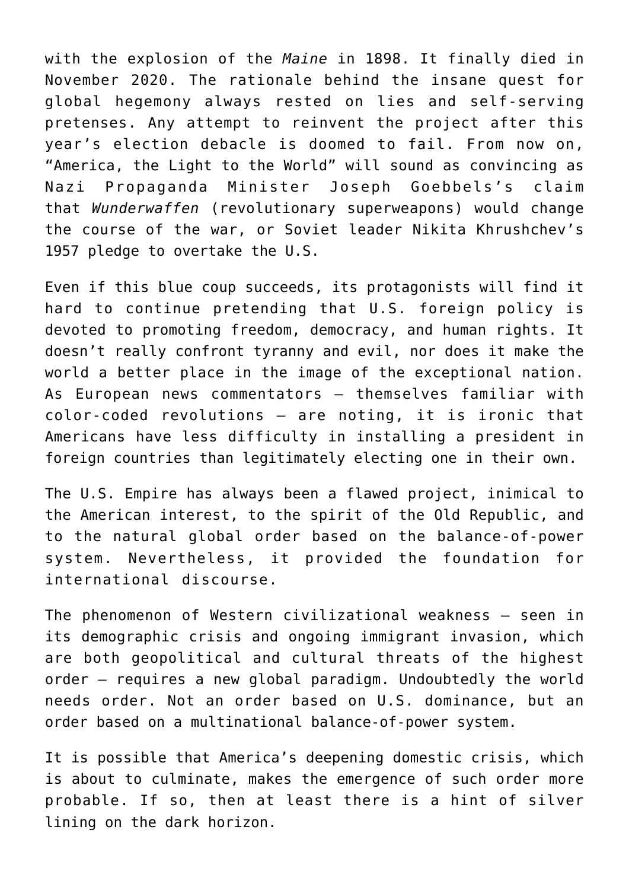with the explosion of the *Maine* in 1898. It finally died in November 2020. The rationale behind the insane quest for global hegemony always rested on lies and self-serving pretenses. Any attempt to reinvent the project after this year's election debacle is doomed to fail. From now on, "America, the Light to the World" will sound as convincing as Nazi Propaganda Minister Joseph Goebbels's claim that *Wunderwaffen* (revolutionary superweapons) would change the course of the war, or Soviet leader Nikita Khrushchev's 1957 pledge to overtake the U.S.

Even if this blue coup succeeds, its protagonists will find it hard to continue pretending that U.S. foreign policy is devoted to promoting freedom, democracy, and human rights. It doesn't really confront tyranny and evil, nor does it make the world a better place in the image of the exceptional nation. As European news commentators — themselves familiar with color-coded revolutions — are noting, it is ironic that Americans have less difficulty in installing a president in foreign countries than legitimately electing one in their own.

The U.S. Empire has always been a flawed project, inimical to the American interest, to the spirit of the Old Republic, and to the natural global order based on the balance-of-power system. Nevertheless, it provided the foundation for international discourse.

The phenomenon of Western civilizational weakness — seen in its demographic crisis and ongoing immigrant invasion, which are both geopolitical and cultural threats of the highest order — requires a new global paradigm. Undoubtedly the world needs order. Not an order based on U.S. dominance, but an order based on a multinational balance-of-power system.

It is possible that America's deepening domestic crisis, which is about to culminate, makes the emergence of such order more probable. If so, then at least there is a hint of silver lining on the dark horizon.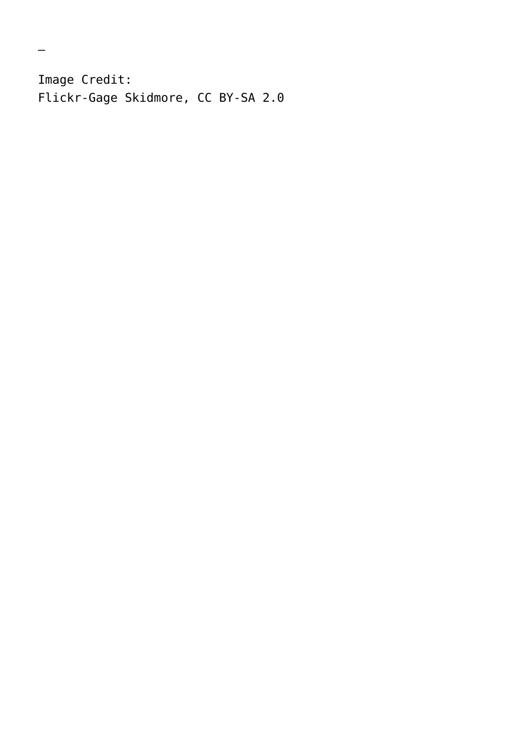—

Image Credit:
Flickr-Gage Skidmore, CC BY-SA 2.0